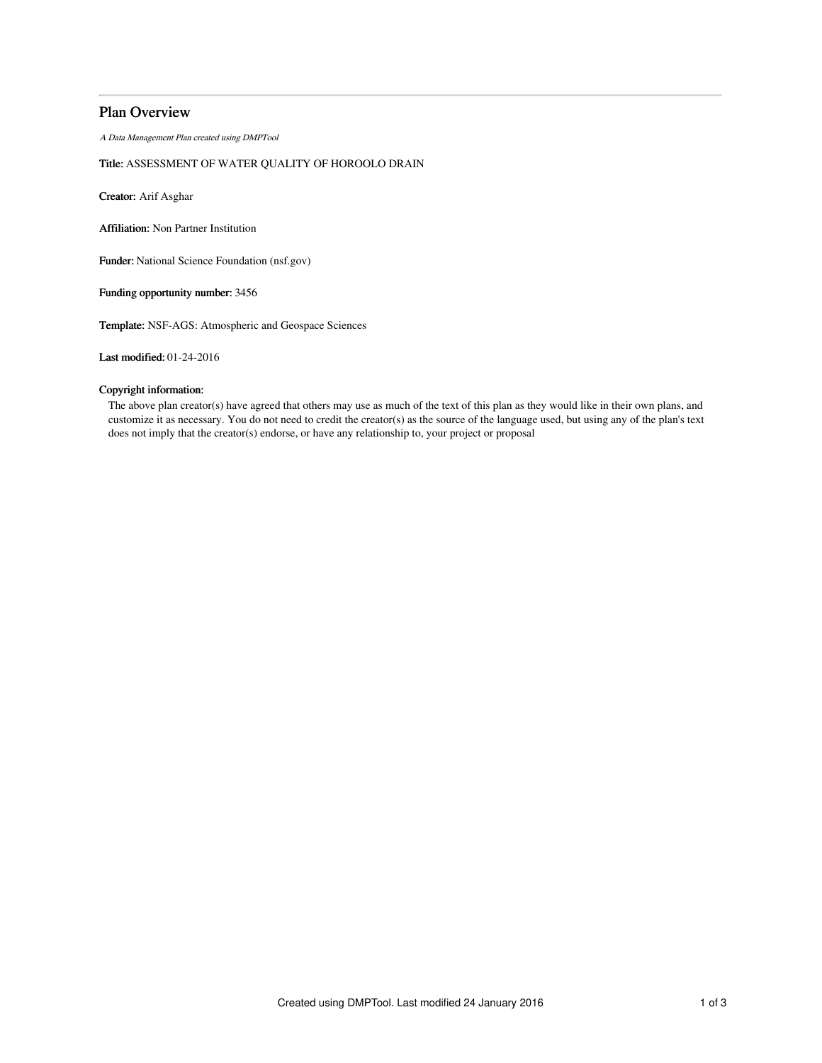# Plan Overview

*A Data Management Plan created using DMPTool*

**Title:** ASSESSMENT OF WATER QUALITY OF HOROOLO DRAIN

**Creator:** Arif Asghar

**Affiliation:** Non Partner Institution

**Funder:** National Science Foundation (nsf.gov)

**Funding opportunity number:** 3456

**Template:** NSF-AGS: Atmospheric and Geospace Sciences

**Last modified:** 01-24-2016

**Copyright information:**

The above plan creator(s) have agreed that others may use as much of the text of this plan as they would like in their own plans, and customize it as necessary. You do not need to credit the creator(s) as the source of the language used, but using any of the plan's text does not imply that the creator(s) endorse, or have any relationship to, your project or proposal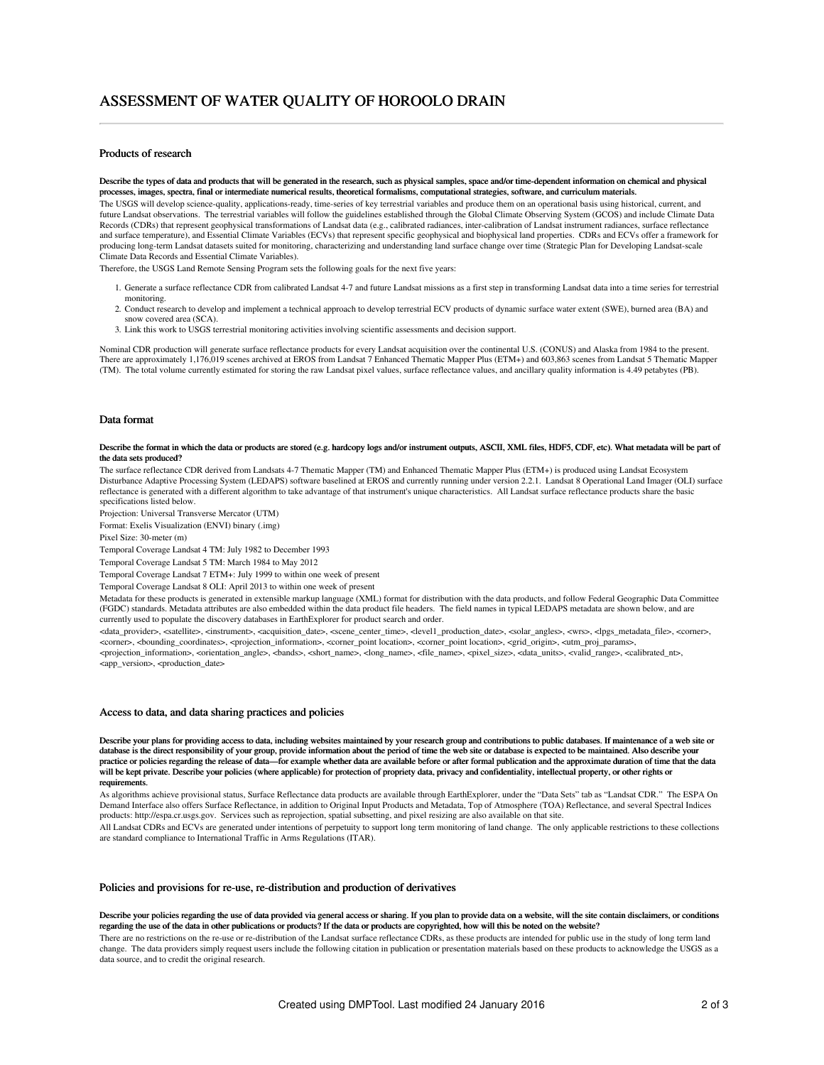# ASSESSMENT OF WATER QUALITY OF HOROOLO DRAIN

## Products of research

**Describe the types of data and products that will be generated in the research, such as physical samples, space and/or time-dependent information on chemical and physical processes, images, spectra, final or intermediate numerical results, theoretical formalisms, computational strategies, software, and curriculum materials.**

The USGS will develop science-quality, applications-ready, time-series of key terrestrial variables and produce them on an operational basis using historical, current, and future Landsat observations. The terrestrial variables will follow the guidelines established through the Global Climate Observing System (GCOS) and include Climate Data Records (CDRs) that represent geophysical transformations of Landsat data (e.g., calibrated radiances, inter-calibration of Landsat instrument radiances, surface reflectance and surface temperature), and Essential Climate Variables (ECVs) that represent specific geophysical and biophysical land properties. CDRs and ECVs offer a framework for producing long-term Landsat datasets suited for monitoring, characterizing and understanding land surface change over time (Strategic Plan for Developing Landsat-scale Climate Data Records and Essential Climate Variables).

Therefore, the USGS Land Remote Sensing Program sets the following goals for the next five years:

1. Generate a surface reflectance CDR from calibrated Landsat 4-7 and future Landsat missions as a first step in transforming Landsat data into a time series for terrestrial monitoring.
2. Conduct research to develop and implement a technical approach to develop terrestrial ECV products of dynamic surface water extent (SWE), burned area (BA) and snow covered area (SCA).
3. Link this work to USGS terrestrial monitoring activities involving scientific assessments and decision support.

Nominal CDR production will generate surface reflectance products for every Landsat acquisition over the continental U.S. (CONUS) and Alaska from 1984 to the present. There are approximately 1,176,019 scenes archived at EROS from Landsat 7 Enhanced Thematic Mapper Plus (ETM+) and 603,863 scenes from Landsat 5 Thematic Mapper (TM). The total volume currently estimated for storing the raw Landsat pixel values, surface reflectance values, and ancillary quality information is 4.49 petabytes (PB).

## Data format

**Describe the format in which the data or products are stored (e.g. hardcopy logs and/or instrument outputs, ASCII, XML files, HDF5, CDF, etc). What metadata will be part of the data sets produced?**

The surface reflectance CDR derived from Landsats 4-7 Thematic Mapper (TM) and Enhanced Thematic Mapper Plus (ETM+) is produced using Landsat Ecosystem Disturbance Adaptive Processing System (LEDAPS) software baselined at EROS and currently running under version 2.2.1. Landsat 8 Operational Land Imager (OLI) surface reflectance is generated with a different algorithm to take advantage of that instrument's unique characteristics. All Landsat surface reflectance products share the basic specifications listed below.

Projection: Universal Transverse Mercator (UTM)

Format: Exelis Visualization (ENVI) binary (.img)

Pixel Size: 30-meter (m)

Temporal Coverage Landsat 4 TM: July 1982 to December 1993

Temporal Coverage Landsat 5 TM: March 1984 to May 2012

Temporal Coverage Landsat 7 ETM+: July 1999 to within one week of present

Temporal Coverage Landsat 8 OLI: April 2013 to within one week of present

Metadata for these products is generated in extensible markup language (XML) format for distribution with the data products, and follow Federal Geographic Data Committee (FGDC) standards. Metadata attributes are also embedded within the data product file headers. The field names in typical LEDAPS metadata are shown below, and are currently used to populate the discovery databases in EarthExplorer for product search and order.

<data_provider>, <satellite>, <instrument>, <acquisition_date>, <scene_center_time>, <level1_production_date>, <solar_angles>, <wrs>, <lpgs_metadata_file>, <corner>, <corner>, <bounding_coordinates>, <projection_information>, <corner_point location>, <corner_point location>, <grid_origin>, <utm_proj_params>, <projection_information>, <orientation_angle>, <bands>, <short_name>, <long_name>, <file_name>, <pixel_size>, <data_units>, <valid_range>, <calibrated_nt>, <app_version>, <production_date>

## Access to data, and data sharing practices and policies

**Describe your plans for providing access to data, including websites maintained by your research group and contributions to public databases. If maintenance of a web site or database is the direct responsibility of your group, provide information about the period of time the web site or database is expected to be maintained. Also describe your practice or policies regarding the release of data—for example whether data are available before or after formal publication and the approximate duration of time that the data will be kept private. Describe your policies (where applicable) for protection of propriety data, privacy and confidentiality, intellectual property, or other rights or requirements.**

As algorithms achieve provisional status, Surface Reflectance data products are available through EarthExplorer, under the "Data Sets" tab as "Landsat CDR." The ESPA On Demand Interface also offers Surface Reflectance, in addition to Original Input Products and Metadata, Top of Atmosphere (TOA) Reflectance, and several Spectral Indices products: http://espa.cr.usgs.gov. Services such as reprojection, spatial subsetting, and pixel resizing are also available on that site.

All Landsat CDRs and ECVs are generated under intentions of perpetuity to support long term monitoring of land change. The only applicable restrictions to these collections are standard compliance to International Traffic in Arms Regulations (ITAR).

## Policies and provisions for re-use, re-distribution and production of derivatives

**Describe your policies regarding the use of data provided via general access or sharing. If you plan to provide data on a website, will the site contain disclaimers, or conditions regarding the use of the data in other publications or products? If the data or products are copyrighted, how will this be noted on the website?**

There are no restrictions on the re-use or re-distribution of the Landsat surface reflectance CDRs, as these products are intended for public use in the study of long term land change. The data providers simply request users include the following citation in publication or presentation materials based on these products to acknowledge the USGS as a data source, and to credit the original research.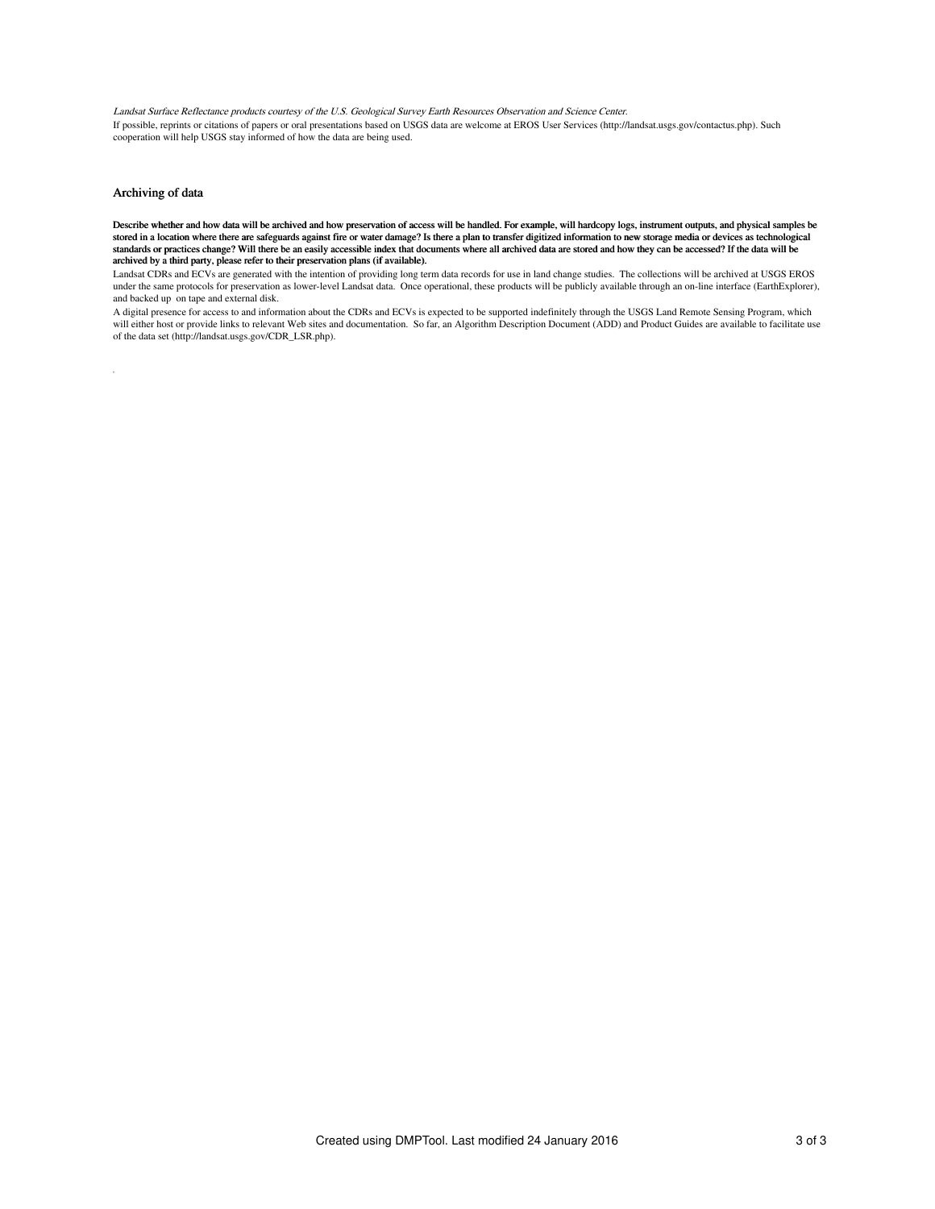*Landsat Surface Reflectance products courtesy of the U.S. Geological Survey Earth Resources Observation and Science Center.*

If possible, reprints or citations of papers or oral presentations based on USGS data are welcome at EROS User Services (http://landsat.usgs.gov/contactus.php). Such cooperation will help USGS stay informed of how the data are being used.

## Archiving of data

**Describe whether and how data will be archived and how preservation of access will be handled. For example, will hardcopy logs, instrument outputs, and physical samples be stored in a location where there are safeguards against fire or water damage? Is there a plan to transfer digitized information to new storage media or devices as technological standards or practices change? Will there be an easily accessible index that documents where all archived data are stored and how they can be accessed? If the data will be archived by a third party, please refer to their preservation plans (if available).**

Landsat CDRs and ECVs are generated with the intention of providing long term data records for use in land change studies. The collections will be archived at USGS EROS under the same protocols for preservation as lower-level Landsat data. Once operational, these products will be publicly available through an on-line interface (EarthExplorer), and backed up on tape and external disk.

A digital presence for access to and information about the CDRs and ECVs is expected to be supported indefinitely through the USGS Land Remote Sensing Program, which will either host or provide links to relevant Web sites and documentation. So far, an Algorithm Description Document (ADD) and Product Guides are available to facilitate use of the data set (http://landsat.usgs.gov/CDR_LSR.php).

Created using DMPTool. Last modified 24 January 2016